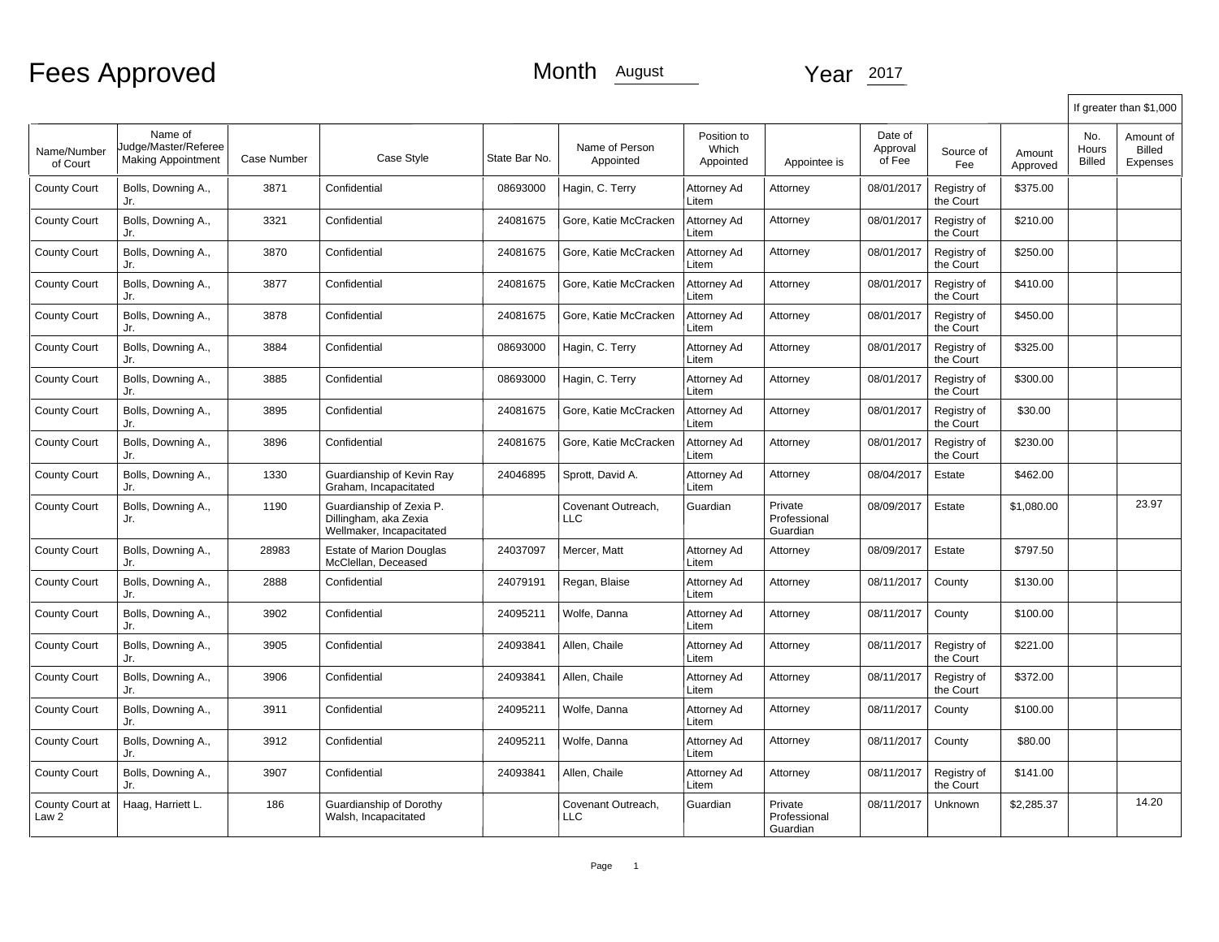# Fees Approved

Month August Year 2017

| Name/Number of Court | Name of Judge/Master/Referee Making Appointment | Case Number | Case Style | State Bar No. | Name of Person Appointed | Position to Which Appointed | Appointee is | Date of Approval of Fee | Source of Fee | Amount Approved | If greater than $1,000 No. Hours Billed | Amount of Billed Expenses |
|---|---|---|---|---|---|---|---|---|---|---|---|---|
| County Court | Bolls, Downing A., Jr. | 3871 | Confidential | 08693000 | Hagin, C. Terry | Attorney Ad Litem | Attorney | 08/01/2017 | Registry of the Court | $375.00 | | |
| County Court | Bolls, Downing A., Jr. | 3321 | Confidential | 24081675 | Gore, Katie McCracken | Attorney Ad Litem | Attorney | 08/01/2017 | Registry of the Court | $210.00 | | |
| County Court | Bolls, Downing A., Jr. | 3870 | Confidential | 24081675 | Gore, Katie McCracken | Attorney Ad Litem | Attorney | 08/01/2017 | Registry of the Court | $250.00 | | |
| County Court | Bolls, Downing A., Jr. | 3877 | Confidential | 24081675 | Gore, Katie McCracken | Attorney Ad Litem | Attorney | 08/01/2017 | Registry of the Court | $410.00 | | |
| County Court | Bolls, Downing A., Jr. | 3878 | Confidential | 24081675 | Gore, Katie McCracken | Attorney Ad Litem | Attorney | 08/01/2017 | Registry of the Court | $450.00 | | |
| County Court | Bolls, Downing A., Jr. | 3884 | Confidential | 08693000 | Hagin, C. Terry | Attorney Ad Litem | Attorney | 08/01/2017 | Registry of the Court | $325.00 | | |
| County Court | Bolls, Downing A., Jr. | 3885 | Confidential | 08693000 | Hagin, C. Terry | Attorney Ad Litem | Attorney | 08/01/2017 | Registry of the Court | $300.00 | | |
| County Court | Bolls, Downing A., Jr. | 3895 | Confidential | 24081675 | Gore, Katie McCracken | Attorney Ad Litem | Attorney | 08/01/2017 | Registry of the Court | $30.00 | | |
| County Court | Bolls, Downing A., Jr. | 3896 | Confidential | 24081675 | Gore, Katie McCracken | Attorney Ad Litem | Attorney | 08/01/2017 | Registry of the Court | $230.00 | | |
| County Court | Bolls, Downing A., Jr. | 1330 | Guardianship of Kevin Ray Graham, Incapacitated | 24046895 | Sprott, David A. | Attorney Ad Litem | Attorney | 08/04/2017 | Estate | $462.00 | | |
| County Court | Bolls, Downing A., Jr. | 1190 | Guardianship of Zexia P. Dillingham, aka Zexia Wellmaker, Incapacitated | | Covenant Outreach, LLC | Guardian | Private Professional Guardian | 08/09/2017 | Estate | $1,080.00 | | 23.97 |
| County Court | Bolls, Downing A., Jr. | 28983 | Estate of Marion Douglas McClellan, Deceased | 24037097 | Mercer, Matt | Attorney Ad Litem | Attorney | 08/09/2017 | Estate | $797.50 | | |
| County Court | Bolls, Downing A., Jr. | 2888 | Confidential | 24079191 | Regan, Blaise | Attorney Ad Litem | Attorney | 08/11/2017 | County | $130.00 | | |
| County Court | Bolls, Downing A., Jr. | 3902 | Confidential | 24095211 | Wolfe, Danna | Attorney Ad Litem | Attorney | 08/11/2017 | County | $100.00 | | |
| County Court | Bolls, Downing A., Jr. | 3905 | Confidential | 24093841 | Allen, Chaile | Attorney Ad Litem | Attorney | 08/11/2017 | Registry of the Court | $221.00 | | |
| County Court | Bolls, Downing A., Jr. | 3906 | Confidential | 24093841 | Allen, Chaile | Attorney Ad Litem | Attorney | 08/11/2017 | Registry of the Court | $372.00 | | |
| County Court | Bolls, Downing A., Jr. | 3911 | Confidential | 24095211 | Wolfe, Danna | Attorney Ad Litem | Attorney | 08/11/2017 | County | $100.00 | | |
| County Court | Bolls, Downing A., Jr. | 3912 | Confidential | 24095211 | Wolfe, Danna | Attorney Ad Litem | Attorney | 08/11/2017 | County | $80.00 | | |
| County Court | Bolls, Downing A., Jr. | 3907 | Confidential | 24093841 | Allen, Chaile | Attorney Ad Litem | Attorney | 08/11/2017 | Registry of the Court | $141.00 | | |
| County Court at Law 2 | Haag, Harriett L. | 186 | Guardianship of Dorothy Walsh, Incapacitated | | Covenant Outreach, LLC | Guardian | Private Professional Guardian | 08/11/2017 | Unknown | $2,285.37 | | 14.20 |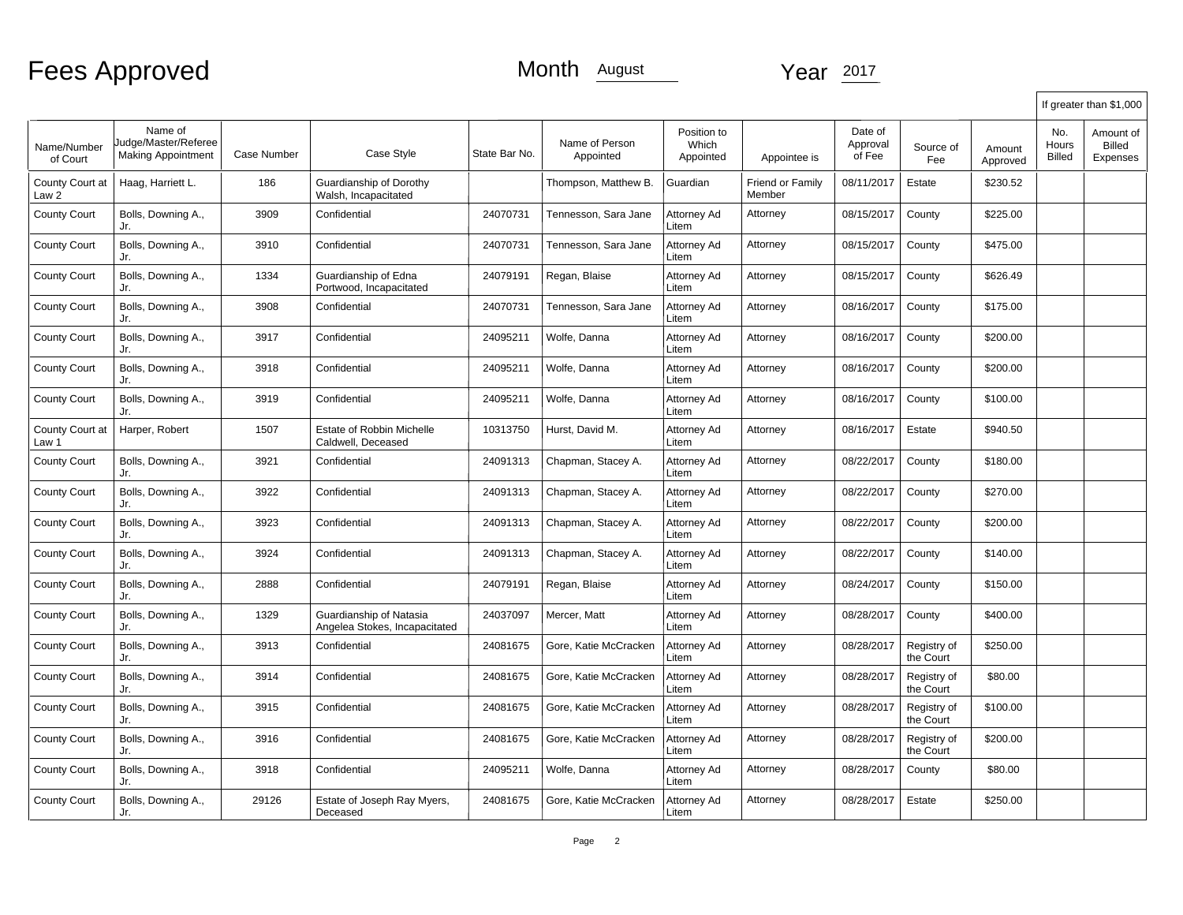# Fees Approved

Month August Year 2017

| Name/Number of Court | Name of Judge/Master/Referee Making Appointment | Case Number | Case Style | State Bar No. | Name of Person Appointed | Position to Which Appointed | Appointee is | Date of Approval of Fee | Source of Fee | Amount Approved | If greater than $1,000 No. Hours Billed | Amount of Billed Expenses |
|---|---|---|---|---|---|---|---|---|---|---|---|---|
| County Court at Law 2 | Haag, Harriett L. | 186 | Guardianship of Dorothy Walsh, Incapacitated | | Thompson, Matthew B. | Guardian | Friend or Family Member | 08/11/2017 | Estate | $230.52 | | |
| County Court | Bolls, Downing A., Jr. | 3909 | Confidential | 24070731 | Tennesson, Sara Jane | Attorney Ad Litem | Attorney | 08/15/2017 | County | $225.00 | | |
| County Court | Bolls, Downing A., Jr. | 3910 | Confidential | 24070731 | Tennesson, Sara Jane | Attorney Ad Litem | Attorney | 08/15/2017 | County | $475.00 | | |
| County Court | Bolls, Downing A., Jr. | 1334 | Guardianship of Edna Portwood, Incapacitated | 24079191 | Regan, Blaise | Attorney Ad Litem | Attorney | 08/15/2017 | County | $626.49 | | |
| County Court | Bolls, Downing A., Jr. | 3908 | Confidential | 24070731 | Tennesson, Sara Jane | Attorney Ad Litem | Attorney | 08/16/2017 | County | $175.00 | | |
| County Court | Bolls, Downing A., Jr. | 3917 | Confidential | 24095211 | Wolfe, Danna | Attorney Ad Litem | Attorney | 08/16/2017 | County | $200.00 | | |
| County Court | Bolls, Downing A., Jr. | 3918 | Confidential | 24095211 | Wolfe, Danna | Attorney Ad Litem | Attorney | 08/16/2017 | County | $200.00 | | |
| County Court | Bolls, Downing A., Jr. | 3919 | Confidential | 24095211 | Wolfe, Danna | Attorney Ad Litem | Attorney | 08/16/2017 | County | $100.00 | | |
| County Court at Law 1 | Harper, Robert | 1507 | Estate of Robbin Michelle Caldwell, Deceased | 10313750 | Hurst, David M. | Attorney Ad Litem | Attorney | 08/16/2017 | Estate | $940.50 | | |
| County Court | Bolls, Downing A., Jr. | 3921 | Confidential | 24091313 | Chapman, Stacey A. | Attorney Ad Litem | Attorney | 08/22/2017 | County | $180.00 | | |
| County Court | Bolls, Downing A., Jr. | 3922 | Confidential | 24091313 | Chapman, Stacey A. | Attorney Ad Litem | Attorney | 08/22/2017 | County | $270.00 | | |
| County Court | Bolls, Downing A., Jr. | 3923 | Confidential | 24091313 | Chapman, Stacey A. | Attorney Ad Litem | Attorney | 08/22/2017 | County | $200.00 | | |
| County Court | Bolls, Downing A., Jr. | 3924 | Confidential | 24091313 | Chapman, Stacey A. | Attorney Ad Litem | Attorney | 08/22/2017 | County | $140.00 | | |
| County Court | Bolls, Downing A., Jr. | 2888 | Confidential | 24079191 | Regan, Blaise | Attorney Ad Litem | Attorney | 08/24/2017 | County | $150.00 | | |
| County Court | Bolls, Downing A., Jr. | 1329 | Guardianship of Natasia Angelea Stokes, Incapacitated | 24037097 | Mercer, Matt | Attorney Ad Litem | Attorney | 08/28/2017 | County | $400.00 | | |
| County Court | Bolls, Downing A., Jr. | 3913 | Confidential | 24081675 | Gore, Katie McCracken | Attorney Ad Litem | Attorney | 08/28/2017 | Registry of the Court | $250.00 | | |
| County Court | Bolls, Downing A., Jr. | 3914 | Confidential | 24081675 | Gore, Katie McCracken | Attorney Ad Litem | Attorney | 08/28/2017 | Registry of the Court | $80.00 | | |
| County Court | Bolls, Downing A., Jr. | 3915 | Confidential | 24081675 | Gore, Katie McCracken | Attorney Ad Litem | Attorney | 08/28/2017 | Registry of the Court | $100.00 | | |
| County Court | Bolls, Downing A., Jr. | 3916 | Confidential | 24081675 | Gore, Katie McCracken | Attorney Ad Litem | Attorney | 08/28/2017 | Registry of the Court | $200.00 | | |
| County Court | Bolls, Downing A., Jr. | 3918 | Confidential | 24095211 | Wolfe, Danna | Attorney Ad Litem | Attorney | 08/28/2017 | County | $80.00 | | |
| County Court | Bolls, Downing A., Jr. | 29126 | Estate of Joseph Ray Myers, Deceased | 24081675 | Gore, Katie McCracken | Attorney Ad Litem | Attorney | 08/28/2017 | Estate | $250.00 | | |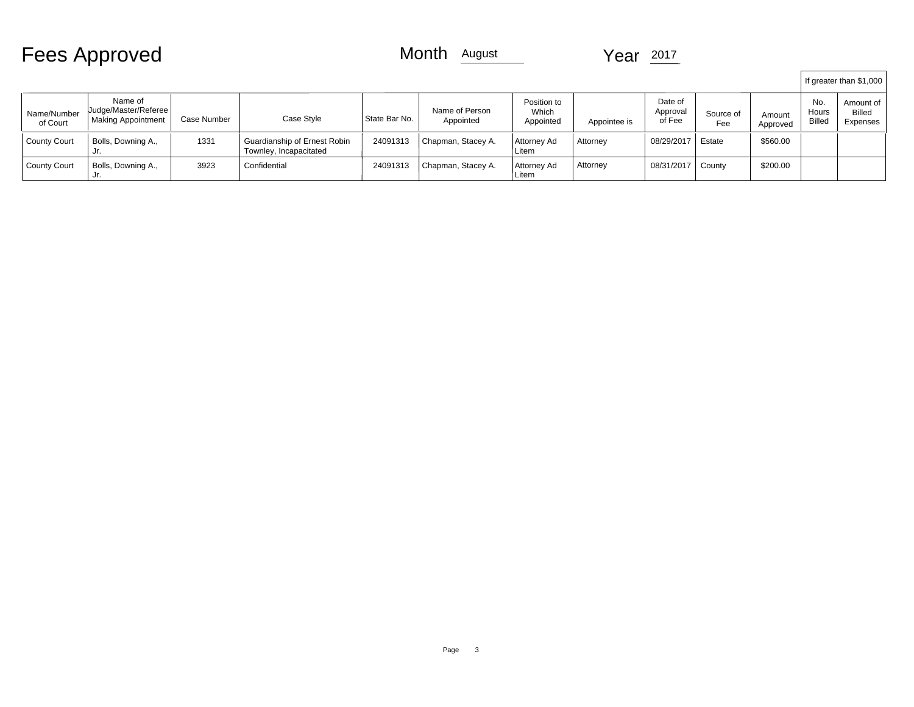# Fees Approved

Month August Year 2017

| Name/Number of Court | Name of Judge/Master/Referee Making Appointment | Case Number | Case Style | State Bar No. | Name of Person Appointed | Position to Which Appointed | Appointee is | Date of Approval of Fee | Source of Fee | Amount Approved | If greater than $1,000 | |
|---|---|---|---|---|---|---|---|---|---|---|---|---|
| | | | | | | | | | | | No. Hours Billed | Amount of Billed Expenses |
| County Court | Bolls, Downing A., Jr. | 1331 | Guardianship of Ernest Robin Townley, Incapacitated | 24091313 | Chapman, Stacey A. | Attorney Ad Litem | Attorney | 08/29/2017 | Estate | $560.00 | | |
| County Court | Bolls, Downing A., Jr. | 3923 | Confidential | 24091313 | Chapman, Stacey A. | Attorney Ad Litem | Attorney | 08/31/2017 | County | $200.00 | | |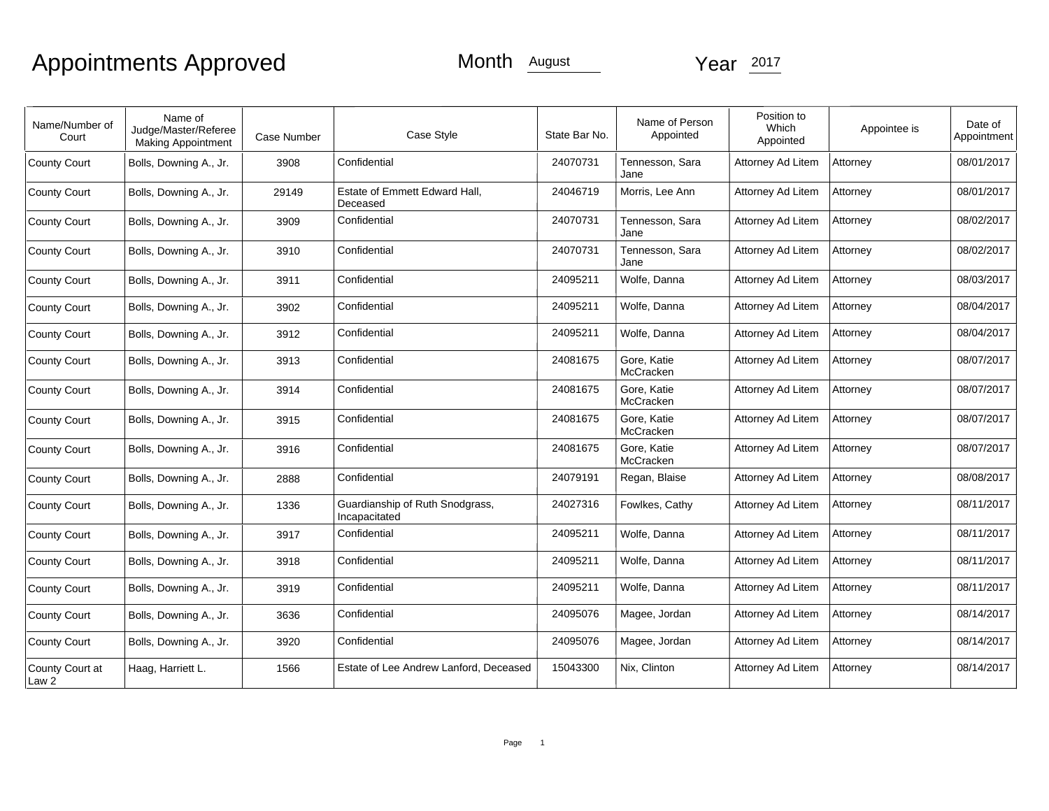# Appointments Approved

Month August Year 2017

| Name/Number of Court | Name of Judge/Master/Referee Making Appointment | Case Number | Case Style | State Bar No. | Name of Person Appointed | Position to Which Appointed | Appointee is | Date of Appointment |
|---|---|---|---|---|---|---|---|---|
| County Court | Bolls, Downing A., Jr. | 3908 | Confidential | 24070731 | Tennesson, Sara Jane | Attorney Ad Litem | Attorney | 08/01/2017 |
| County Court | Bolls, Downing A., Jr. | 29149 | Estate of Emmett Edward Hall, Deceased | 24046719 | Morris, Lee Ann | Attorney Ad Litem | Attorney | 08/01/2017 |
| County Court | Bolls, Downing A., Jr. | 3909 | Confidential | 24070731 | Tennesson, Sara Jane | Attorney Ad Litem | Attorney | 08/02/2017 |
| County Court | Bolls, Downing A., Jr. | 3910 | Confidential | 24070731 | Tennesson, Sara Jane | Attorney Ad Litem | Attorney | 08/02/2017 |
| County Court | Bolls, Downing A., Jr. | 3911 | Confidential | 24095211 | Wolfe, Danna | Attorney Ad Litem | Attorney | 08/03/2017 |
| County Court | Bolls, Downing A., Jr. | 3902 | Confidential | 24095211 | Wolfe, Danna | Attorney Ad Litem | Attorney | 08/04/2017 |
| County Court | Bolls, Downing A., Jr. | 3912 | Confidential | 24095211 | Wolfe, Danna | Attorney Ad Litem | Attorney | 08/04/2017 |
| County Court | Bolls, Downing A., Jr. | 3913 | Confidential | 24081675 | Gore, Katie McCracken | Attorney Ad Litem | Attorney | 08/07/2017 |
| County Court | Bolls, Downing A., Jr. | 3914 | Confidential | 24081675 | Gore, Katie McCracken | Attorney Ad Litem | Attorney | 08/07/2017 |
| County Court | Bolls, Downing A., Jr. | 3915 | Confidential | 24081675 | Gore, Katie McCracken | Attorney Ad Litem | Attorney | 08/07/2017 |
| County Court | Bolls, Downing A., Jr. | 3916 | Confidential | 24081675 | Gore, Katie McCracken | Attorney Ad Litem | Attorney | 08/07/2017 |
| County Court | Bolls, Downing A., Jr. | 2888 | Confidential | 24079191 | Regan, Blaise | Attorney Ad Litem | Attorney | 08/08/2017 |
| County Court | Bolls, Downing A., Jr. | 1336 | Guardianship of Ruth Snodgrass, Incapacitated | 24027316 | Fowlkes, Cathy | Attorney Ad Litem | Attorney | 08/11/2017 |
| County Court | Bolls, Downing A., Jr. | 3917 | Confidential | 24095211 | Wolfe, Danna | Attorney Ad Litem | Attorney | 08/11/2017 |
| County Court | Bolls, Downing A., Jr. | 3918 | Confidential | 24095211 | Wolfe, Danna | Attorney Ad Litem | Attorney | 08/11/2017 |
| County Court | Bolls, Downing A., Jr. | 3919 | Confidential | 24095211 | Wolfe, Danna | Attorney Ad Litem | Attorney | 08/11/2017 |
| County Court | Bolls, Downing A., Jr. | 3636 | Confidential | 24095076 | Magee, Jordan | Attorney Ad Litem | Attorney | 08/14/2017 |
| County Court | Bolls, Downing A., Jr. | 3920 | Confidential | 24095076 | Magee, Jordan | Attorney Ad Litem | Attorney | 08/14/2017 |
| County Court at Law 2 | Haag, Harriett L. | 1566 | Estate of Lee Andrew Lanford, Deceased | 15043300 | Nix, Clinton | Attorney Ad Litem | Attorney | 08/14/2017 |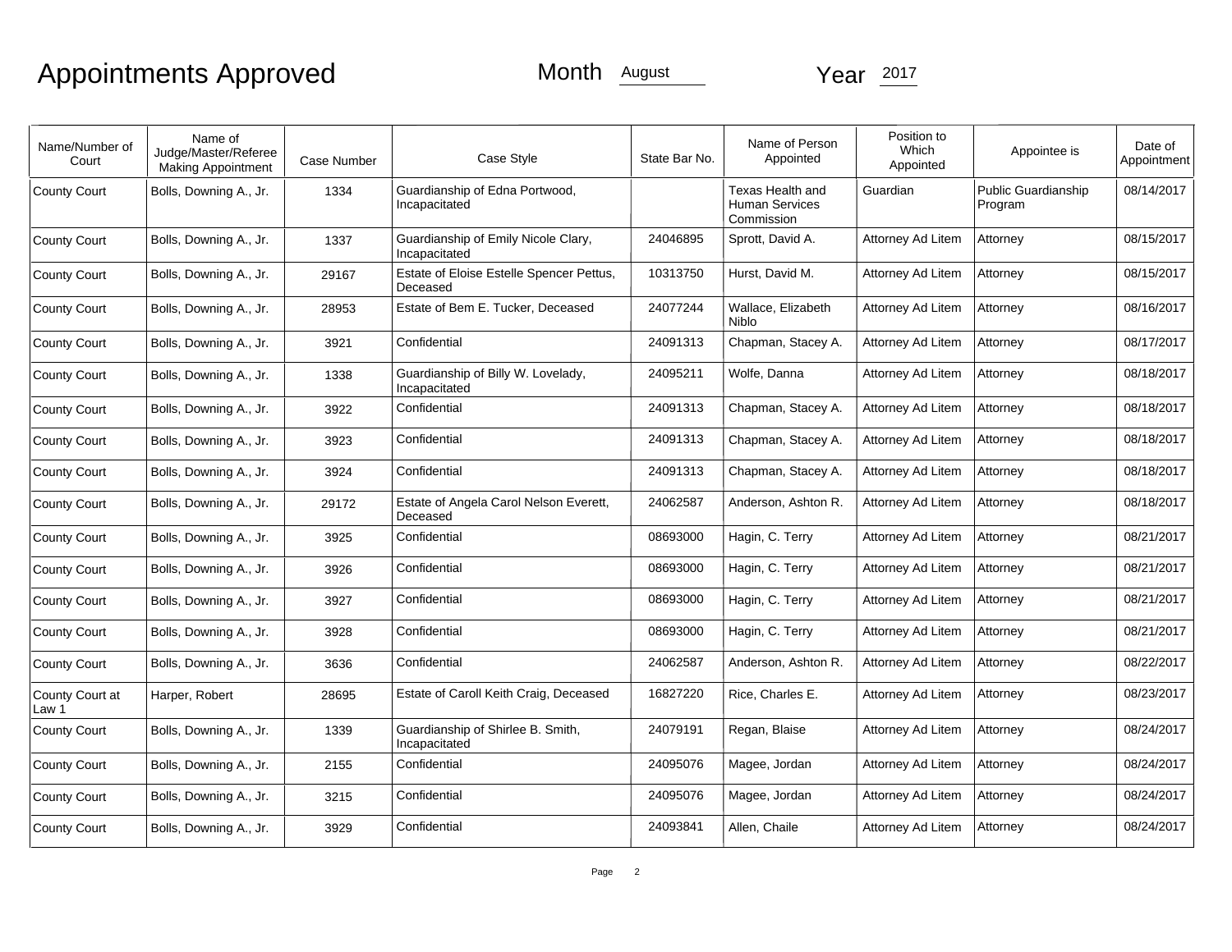# Appointments Approved

Month August Year 2017

| Name/Number of Court | Name of Judge/Master/Referee Making Appointment | Case Number | Case Style | State Bar No. | Name of Person Appointed | Position to Which Appointed | Appointee is | Date of Appointment |
|---|---|---|---|---|---|---|---|---|
| County Court | Bolls, Downing A., Jr. | 1334 | Guardianship of Edna Portwood, Incapacitated | | Texas Health and Human Services Commission | Guardian | Public Guardianship Program | 08/14/2017 |
| County Court | Bolls, Downing A., Jr. | 1337 | Guardianship of Emily Nicole Clary, Incapacitated | 24046895 | Sprott, David A. | Attorney Ad Litem | Attorney | 08/15/2017 |
| County Court | Bolls, Downing A., Jr. | 29167 | Estate of Eloise Estelle Spencer Pettus, Deceased | 10313750 | Hurst, David M. | Attorney Ad Litem | Attorney | 08/15/2017 |
| County Court | Bolls, Downing A., Jr. | 28953 | Estate of Bem E. Tucker, Deceased | 24077244 | Wallace, Elizabeth Niblo | Attorney Ad Litem | Attorney | 08/16/2017 |
| County Court | Bolls, Downing A., Jr. | 3921 | Confidential | 24091313 | Chapman, Stacey A. | Attorney Ad Litem | Attorney | 08/17/2017 |
| County Court | Bolls, Downing A., Jr. | 1338 | Guardianship of Billy W. Lovelady, Incapacitated | 24095211 | Wolfe, Danna | Attorney Ad Litem | Attorney | 08/18/2017 |
| County Court | Bolls, Downing A., Jr. | 3922 | Confidential | 24091313 | Chapman, Stacey A. | Attorney Ad Litem | Attorney | 08/18/2017 |
| County Court | Bolls, Downing A., Jr. | 3923 | Confidential | 24091313 | Chapman, Stacey A. | Attorney Ad Litem | Attorney | 08/18/2017 |
| County Court | Bolls, Downing A., Jr. | 3924 | Confidential | 24091313 | Chapman, Stacey A. | Attorney Ad Litem | Attorney | 08/18/2017 |
| County Court | Bolls, Downing A., Jr. | 29172 | Estate of Angela Carol Nelson Everett, Deceased | 24062587 | Anderson, Ashton R. | Attorney Ad Litem | Attorney | 08/18/2017 |
| County Court | Bolls, Downing A., Jr. | 3925 | Confidential | 08693000 | Hagin, C. Terry | Attorney Ad Litem | Attorney | 08/21/2017 |
| County Court | Bolls, Downing A., Jr. | 3926 | Confidential | 08693000 | Hagin, C. Terry | Attorney Ad Litem | Attorney | 08/21/2017 |
| County Court | Bolls, Downing A., Jr. | 3927 | Confidential | 08693000 | Hagin, C. Terry | Attorney Ad Litem | Attorney | 08/21/2017 |
| County Court | Bolls, Downing A., Jr. | 3928 | Confidential | 08693000 | Hagin, C. Terry | Attorney Ad Litem | Attorney | 08/21/2017 |
| County Court | Bolls, Downing A., Jr. | 3636 | Confidential | 24062587 | Anderson, Ashton R. | Attorney Ad Litem | Attorney | 08/22/2017 |
| County Court at Law 1 | Harper, Robert | 28695 | Estate of Caroll Keith Craig, Deceased | 16827220 | Rice, Charles E. | Attorney Ad Litem | Attorney | 08/23/2017 |
| County Court | Bolls, Downing A., Jr. | 1339 | Guardianship of Shirlee B. Smith, Incapacitated | 24079191 | Regan, Blaise | Attorney Ad Litem | Attorney | 08/24/2017 |
| County Court | Bolls, Downing A., Jr. | 2155 | Confidential | 24095076 | Magee, Jordan | Attorney Ad Litem | Attorney | 08/24/2017 |
| County Court | Bolls, Downing A., Jr. | 3215 | Confidential | 24095076 | Magee, Jordan | Attorney Ad Litem | Attorney | 08/24/2017 |
| County Court | Bolls, Downing A., Jr. | 3929 | Confidential | 24093841 | Allen, Chaile | Attorney Ad Litem | Attorney | 08/24/2017 |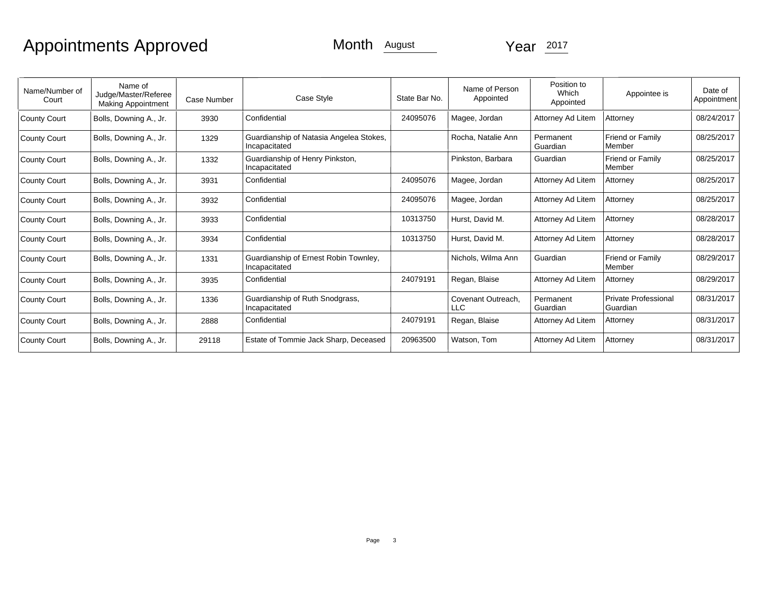# Appointments Approved

Month August Year 2017

| Name/Number of Court | Name of Judge/Master/Referee Making Appointment | Case Number | Case Style | State Bar No. | Name of Person Appointed | Position to Which Appointed | Appointee is | Date of Appointment |
|---|---|---|---|---|---|---|---|---|
| County Court | Bolls, Downing A., Jr. | 3930 | Confidential | 24095076 | Magee, Jordan | Attorney Ad Litem | Attorney | 08/24/2017 |
| County Court | Bolls, Downing A., Jr. | 1329 | Guardianship of Natasia Angelea Stokes, Incapacitated | | Rocha, Natalie Ann | Permanent Guardian | Friend or Family Member | 08/25/2017 |
| County Court | Bolls, Downing A., Jr. | 1332 | Guardianship of Henry Pinkston, Incapacitated | | Pinkston, Barbara | Guardian | Friend or Family Member | 08/25/2017 |
| County Court | Bolls, Downing A., Jr. | 3931 | Confidential | 24095076 | Magee, Jordan | Attorney Ad Litem | Attorney | 08/25/2017 |
| County Court | Bolls, Downing A., Jr. | 3932 | Confidential | 24095076 | Magee, Jordan | Attorney Ad Litem | Attorney | 08/25/2017 |
| County Court | Bolls, Downing A., Jr. | 3933 | Confidential | 10313750 | Hurst, David M. | Attorney Ad Litem | Attorney | 08/28/2017 |
| County Court | Bolls, Downing A., Jr. | 3934 | Confidential | 10313750 | Hurst, David M. | Attorney Ad Litem | Attorney | 08/28/2017 |
| County Court | Bolls, Downing A., Jr. | 1331 | Guardianship of Ernest Robin Townley, Incapacitated | | Nichols, Wilma Ann | Guardian | Friend or Family Member | 08/29/2017 |
| County Court | Bolls, Downing A., Jr. | 3935 | Confidential | 24079191 | Regan, Blaise | Attorney Ad Litem | Attorney | 08/29/2017 |
| County Court | Bolls, Downing A., Jr. | 1336 | Guardianship of Ruth Snodgrass, Incapacitated | | Covenant Outreach, LLC | Permanent Guardian | Private Professional Guardian | 08/31/2017 |
| County Court | Bolls, Downing A., Jr. | 2888 | Confidential | 24079191 | Regan, Blaise | Attorney Ad Litem | Attorney | 08/31/2017 |
| County Court | Bolls, Downing A., Jr. | 29118 | Estate of Tommie Jack Sharp, Deceased | 20963500 | Watson, Tom | Attorney Ad Litem | Attorney | 08/31/2017 |